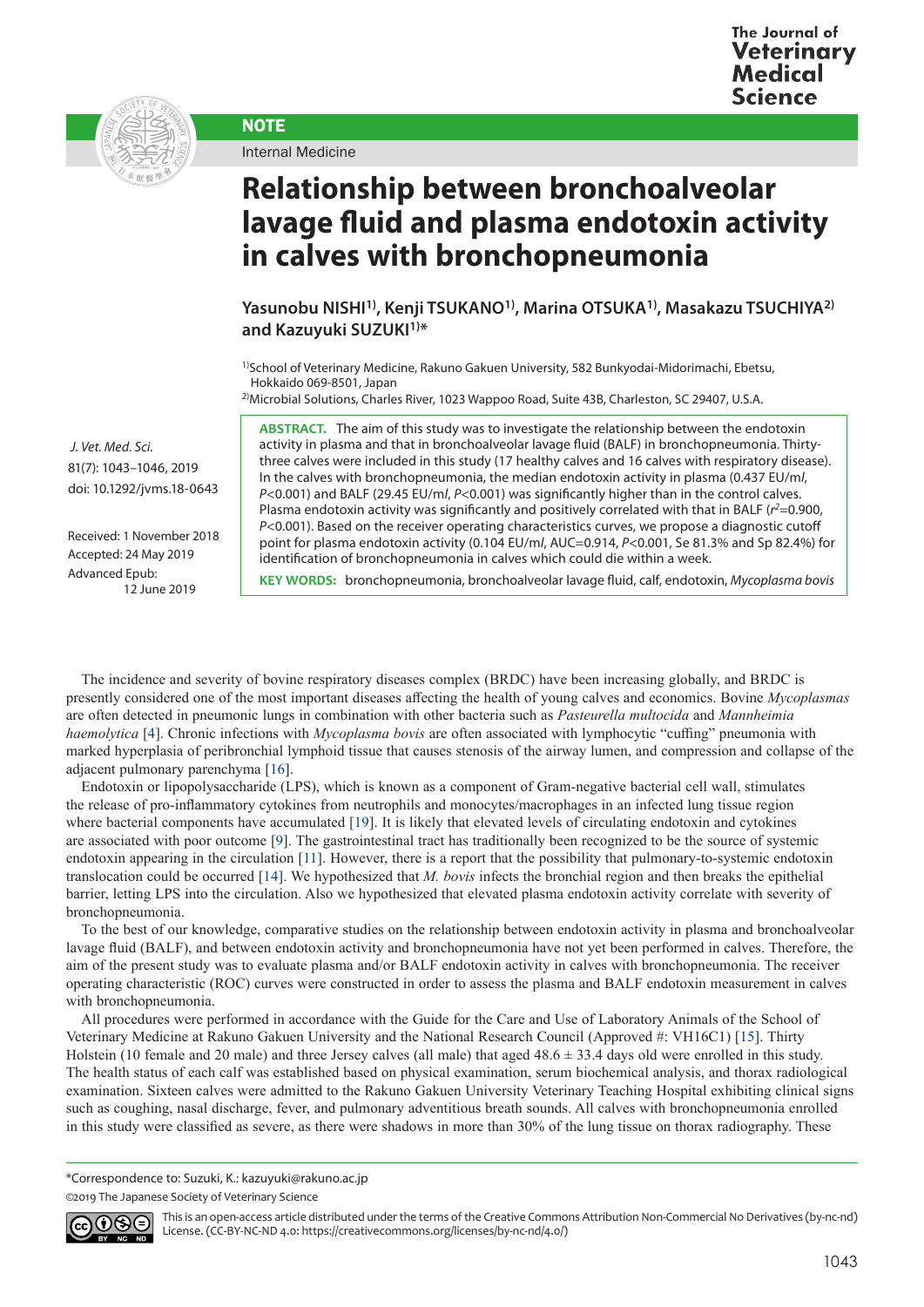NOTE

Internal Medicine

# Relationship between bronchoalveolar lavage fluid and plasma endotoxin activity in calves with bronchopneumonia

**Yasunobu NISHI[1)], Kenji TSUKANO[1)], Marina OTSUKA[1)], Masakazu TSUCHIYA[2)] and Kazuyuki SUZUKI[1)]***

[1)]School of Veterinary Medicine, Rakuno Gakuen University, 582 Bunkyodai-Midorimachi, Ebetsu, Hokkaido 069-8501, Japan

[2)]Microbial Solutions, Charles River, 1023 Wappoo Road, Suite 43B, Charleston, SC 29407, U.S.A.

*J. Vet. Med. Sci.*
81(7): 1043–1046, 2019
doi: 10.1292/jvms.18-0643

Received: 1 November 2018
Accepted: 24 May 2019
Advanced Epub: 12 June 2019

**ABSTRACT.** The aim of this study was to investigate the relationship between the endotoxin activity in plasma and that in bronchoalveolar lavage fluid (BALF) in bronchopneumonia. Thirty-three calves were included in this study (17 healthy calves and 16 calves with respiratory disease). In the calves with bronchopneumonia, the median endotoxin activity in plasma (0.437 EU/ml, $P<0.001$) and BALF (29.45 EU/ml, $P<0.001$) was significantly higher than in the control calves. Plasma endotoxin activity was significantly and positively correlated with that in BALF ($r^2=0.900$, $P<0.001$). Based on the receiver operating characteristics curves, we propose a diagnostic cutoff point for plasma endotoxin activity (0.104 EU/ml, AUC=0.914, $P<0.001$, Se 81.3% and Sp 82.4%) for identification of bronchopneumonia in calves which could die within a week.

**KEY WORDS:** bronchopneumonia, bronchoalveolar lavage fluid, calf, endotoxin, *Mycoplasma bovis*

The incidence and severity of bovine respiratory diseases complex (BRDC) have been increasing globally, and BRDC is presently considered one of the most important diseases affecting the health of young calves and economics. Bovine *Mycoplasmas* are often detected in pneumonic lungs in combination with other bacteria such as *Pasteurella multocida* and *Mannheimia haemolytica* [4]. Chronic infections with *Mycoplasma bovis* are often associated with lymphocytic "cuffing" pneumonia with marked hyperplasia of peribronchial lymphoid tissue that causes stenosis of the airway lumen, and compression and collapse of the adjacent pulmonary parenchyma [16].

Endotoxin or lipopolysaccharide (LPS), which is known as a component of Gram-negative bacterial cell wall, stimulates the release of pro-inflammatory cytokines from neutrophils and monocytes/macrophages in an infected lung tissue region where bacterial components have accumulated [19]. It is likely that elevated levels of circulating endotoxin and cytokines are associated with poor outcome [9]. The gastrointestinal tract has traditionally been recognized to be the source of systemic endotoxin appearing in the circulation [11]. However, there is a report that the possibility that pulmonary-to-systemic endotoxin translocation could be occurred [14]. We hypothesized that *M. bovis* infects the bronchial region and then breaks the epithelial barrier, letting LPS into the circulation. Also we hypothesized that elevated plasma endotoxin activity correlate with severity of bronchopneumonia.

To the best of our knowledge, comparative studies on the relationship between endotoxin activity in plasma and bronchoalveolar lavage fluid (BALF), and between endotoxin activity and bronchopneumonia have not yet been performed in calves. Therefore, the aim of the present study was to evaluate plasma and/or BALF endotoxin activity in calves with bronchopneumonia. The receiver operating characteristic (ROC) curves were constructed in order to assess the plasma and BALF endotoxin measurement in calves with bronchopneumonia.

All procedures were performed in accordance with the Guide for the Care and Use of Laboratory Animals of the School of Veterinary Medicine at Rakuno Gakuen University and the National Research Council (Approved #: VH16C1) [15]. Thirty Holstein (10 female and 20 male) and three Jersey calves (all male) that aged 48.6 ± 33.4 days old were enrolled in this study. The health status of each calf was established based on physical examination, serum biochemical analysis, and thorax radiological examination. Sixteen calves were admitted to the Rakuno Gakuen University Veterinary Teaching Hospital exhibiting clinical signs such as coughing, nasal discharge, fever, and pulmonary adventitious breath sounds. All calves with bronchopneumonia enrolled in this study were classified as severe, as there were shadows in more than 30% of the lung tissue on thorax radiography. These

*Correspondence to: Suzuki, K.: kazuyuki@rakuno.ac.jp

©2019 The Japanese Society of Veterinary Science

This is an open-access article distributed under the terms of the Creative Commons Attribution Non-Commercial No Derivatives (by-nc-nd) License. (CC-BY-NC-ND 4.0: https://creativecommons.org/licenses/by-nc-nd/4.0/)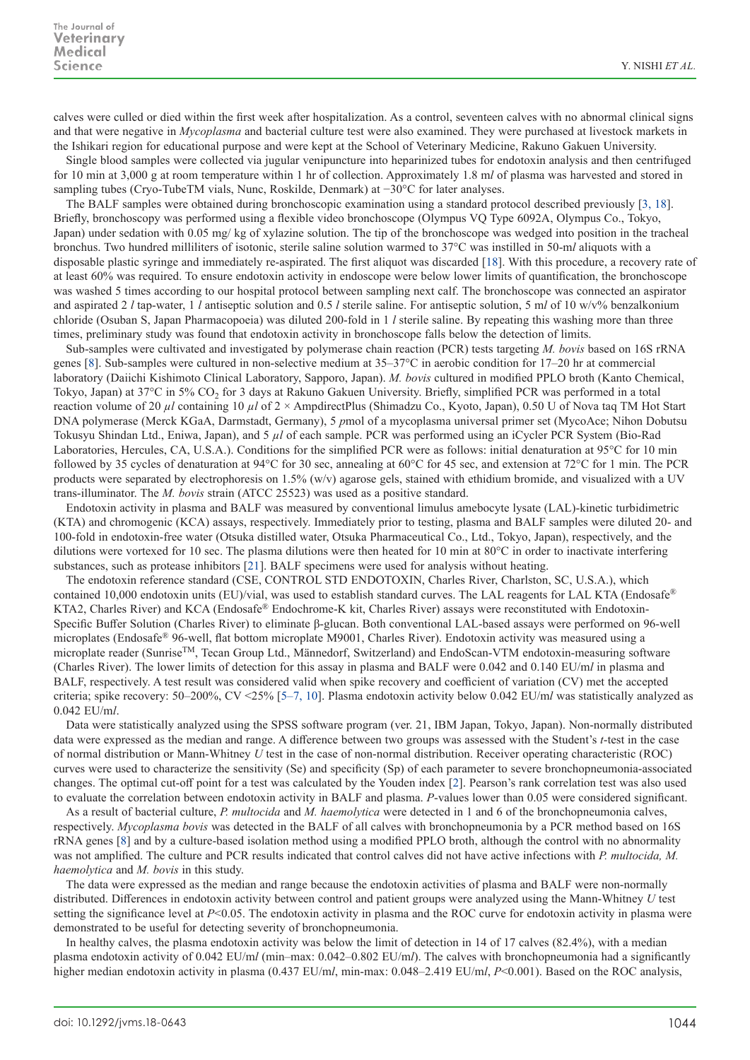calves were culled or died within the first week after hospitalization. As a control, seventeen calves with no abnormal clinical signs and that were negative in *Mycoplasma* and bacterial culture test were also examined. They were purchased at livestock markets in the Ishikari region for educational purpose and were kept at the School of Veterinary Medicine, Rakuno Gakuen University.

Single blood samples were collected via jugular venipuncture into heparinized tubes for endotoxin analysis and then centrifuged for 10 min at 3,000 g at room temperature within 1 hr of collection. Approximately 1.8 m*l* of plasma was harvested and stored in sampling tubes (Cryo-TubeTM vials, Nunc, Roskilde, Denmark) at −30°C for later analyses.

The BALF samples were obtained during bronchoscopic examination using a standard protocol described previously [3, 18]. Briefly, bronchoscopy was performed using a flexible video bronchoscope (Olympus VQ Type 6092A, Olympus Co., Tokyo, Japan) under sedation with 0.05 mg/ kg of xylazine solution. The tip of the bronchoscope was wedged into position in the tracheal bronchus. Two hundred milliliters of isotonic, sterile saline solution warmed to 37°C was instilled in 50-m*l* aliquots with a disposable plastic syringe and immediately re-aspirated. The first aliquot was discarded [18]. With this procedure, a recovery rate of at least 60% was required. To ensure endotoxin activity in endoscope were below lower limits of quantification, the bronchoscope was washed 5 times according to our hospital protocol between sampling next calf. The bronchoscope was connected an aspirator and aspirated 2 *l* tap-water, 1 *l* antiseptic solution and 0.5 *l* sterile saline. For antiseptic solution, 5 m*l* of 10 w/v% benzalkonium chloride (Osuban S, Japan Pharmacopoeia) was diluted 200-fold in 1 *l* sterile saline. By repeating this washing more than three times, preliminary study was found that endotoxin activity in bronchoscope falls below the detection of limits.

Sub-samples were cultivated and investigated by polymerase chain reaction (PCR) tests targeting *M. bovis* based on 16S rRNA genes [8]. Sub-samples were cultivated in non-selective medium at 35–37°C in aerobic condition for 17–20 hr at commercial laboratory (Daiichi Kishimoto Clinical Laboratory, Sapporo, Japan). *M. bovis* cultured in modified PPLO broth (Kanto Chemical, Tokyo, Japan) at 37°C in 5% $CO_2$ for 3 days at Rakuno Gakuen University. Briefly, simplified PCR was performed in a total reaction volume of 20 *µl* containing 10 *µl* of 2 × AmpdirectPlus (Shimadzu Co., Kyoto, Japan), 0.50 U of Nova taq TM Hot Start DNA polymerase (Merck KGaA, Darmstadt, Germany), 5 *p*mol of a mycoplasma universal primer set (MycoAce; Nihon Dobutsu Tokusyu Shindan Ltd., Eniwa, Japan), and 5 *µl* of each sample. PCR was performed using an iCycler PCR System (Bio-Rad Laboratories, Hercules, CA, U.S.A.). Conditions for the simplified PCR were as follows: initial denaturation at 95°C for 10 min followed by 35 cycles of denaturation at 94°C for 30 sec, annealing at 60°C for 45 sec, and extension at 72°C for 1 min. The PCR products were separated by electrophoresis on 1.5% (w/v) agarose gels, stained with ethidium bromide, and visualized with a UV trans-illuminator. The *M. bovis* strain (ATCC 25523) was used as a positive standard.

Endotoxin activity in plasma and BALF was measured by conventional limulus amebocyte lysate (LAL)-kinetic turbidimetric (KTA) and chromogenic (KCA) assays, respectively. Immediately prior to testing, plasma and BALF samples were diluted 20- and 100-fold in endotoxin-free water (Otsuka distilled water, Otsuka Pharmaceutical Co., Ltd., Tokyo, Japan), respectively, and the dilutions were vortexed for 10 sec. The plasma dilutions were then heated for 10 min at 80°C in order to inactivate interfering substances, such as protease inhibitors [21]. BALF specimens were used for analysis without heating.

The endotoxin reference standard (CSE, CONTROL STD ENDOTOXIN, Charles River, Charlston, SC, U.S.A.), which contained 10,000 endotoxin units (EU)/vial, was used to establish standard curves. The LAL reagents for LAL KTA (Endosafe® KTA2, Charles River) and KCA (Endosafe® Endochrome-K kit, Charles River) assays were reconstituted with Endotoxin-Specific Buffer Solution (Charles River) to eliminate β-glucan. Both conventional LAL-based assays were performed on 96-well microplates (Endosafe® 96-well, flat bottom microplate M9001, Charles River). Endotoxin activity was measured using a microplate reader (SunriseTM, Tecan Group Ltd., Männedorf, Switzerland) and EndoScan-VTM endotoxin-measuring software (Charles River). The lower limits of detection for this assay in plasma and BALF were 0.042 and 0.140 EU/m*l* in plasma and BALF, respectively. A test result was considered valid when spike recovery and coefficient of variation (CV) met the accepted criteria; spike recovery: 50–200%, CV <25% [5–7, 10]. Plasma endotoxin activity below 0.042 EU/m*l* was statistically analyzed as 0.042 EU/m*l*.

Data were statistically analyzed using the SPSS software program (ver. 21, IBM Japan, Tokyo, Japan). Non-normally distributed data were expressed as the median and range. A difference between two groups was assessed with the Student's *t*-test in the case of normal distribution or Mann-Whitney *U* test in the case of non-normal distribution. Receiver operating characteristic (ROC) curves were used to characterize the sensitivity (Se) and specificity (Sp) of each parameter to severe bronchopneumonia-associated changes. The optimal cut-off point for a test was calculated by the Youden index [2]. Pearson's rank correlation test was also used to evaluate the correlation between endotoxin activity in BALF and plasma. *P*-values lower than 0.05 were considered significant.

As a result of bacterial culture, *P. multocida* and *M. haemolytica* were detected in 1 and 6 of the bronchopneumonia calves, respectively. *Mycoplasma bovis* was detected in the BALF of all calves with bronchopneumonia by a PCR method based on 16S rRNA genes [8] and by a culture-based isolation method using a modified PPLO broth, although the control with no abnormality was not amplified. The culture and PCR results indicated that control calves did not have active infections with *P. multocida, M. haemolytica* and *M. bovis* in this study.

The data were expressed as the median and range because the endotoxin activities of plasma and BALF were non-normally distributed. Differences in endotoxin activity between control and patient groups were analyzed using the Mann-Whitney *U* test setting the significance level at $P<0.05$. The endotoxin activity in plasma and the ROC curve for endotoxin activity in plasma were demonstrated to be useful for detecting severity of bronchopneumonia.

In healthy calves, the plasma endotoxin activity was below the limit of detection in 14 of 17 calves (82.4%), with a median plasma endotoxin activity of 0.042 EU/m*l* (min–max: 0.042–0.802 EU/m*l*). The calves with bronchopneumonia had a significantly higher median endotoxin activity in plasma (0.437 EU/m*l*, min-max: 0.048–2.419 EU/m*l*, $P<0.001$). Based on the ROC analysis,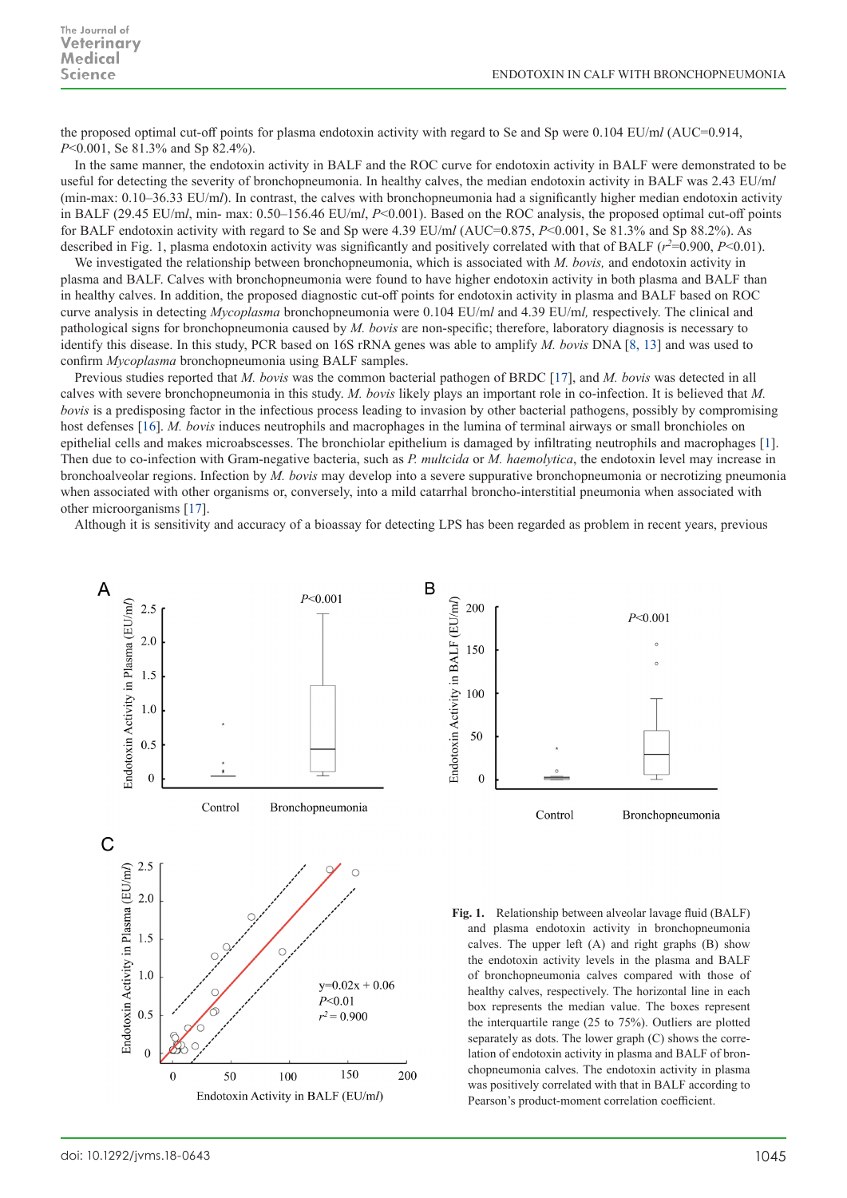the proposed optimal cut-off points for plasma endotoxin activity with regard to Se and Sp were 0.104 EU/m*l* (AUC=0.914, $P$<0.001, Se 81.3% and Sp 82.4%).

In the same manner, the endotoxin activity in BALF and the ROC curve for endotoxin activity in BALF were demonstrated to be useful for detecting the severity of bronchopneumonia. In healthy calves, the median endotoxin activity in BALF was 2.43 EU/m*l* (min-max: 0.10–36.33 EU/m*l*). In contrast, the calves with bronchopneumonia had a significantly higher median endotoxin activity in BALF (29.45 EU/m*l*, min- max: 0.50–156.46 EU/m*l*, $P$<0.001). Based on the ROC analysis, the proposed optimal cut-off points for BALF endotoxin activity with regard to Se and Sp were 4.39 EU/m*l* (AUC=0.875, $P$<0.001, Se 81.3% and Sp 88.2%). As described in Fig. 1, plasma endotoxin activity was significantly and positively correlated with that of BALF ($r^2$=0.900, $P$<0.01).

We investigated the relationship between bronchopneumonia, which is associated with *M. bovis,* and endotoxin activity in plasma and BALF. Calves with bronchopneumonia were found to have higher endotoxin activity in both plasma and BALF than in healthy calves. In addition, the proposed diagnostic cut-off points for endotoxin activity in plasma and BALF based on ROC curve analysis in detecting *Mycoplasma* bronchopneumonia were 0.104 EU/m*l* and 4.39 EU/m*l,* respectively. The clinical and pathological signs for bronchopneumonia caused by *M. bovis* are non-specific; therefore, laboratory diagnosis is necessary to identify this disease. In this study, PCR based on 16S rRNA genes was able to amplify *M. bovis* DNA [8, 13] and was used to confirm *Mycoplasma* bronchopneumonia using BALF samples.

Previous studies reported that *M. bovis* was the common bacterial pathogen of BRDC [17], and *M. bovis* was detected in all calves with severe bronchopneumonia in this study. *M. bovis* likely plays an important role in co-infection. It is believed that *M. bovis* is a predisposing factor in the infectious process leading to invasion by other bacterial pathogens, possibly by compromising host defenses [16]. *M. bovis* induces neutrophils and macrophages in the lumina of terminal airways or small bronchioles on epithelial cells and makes microabscesses. The bronchiolar epithelium is damaged by infiltrating neutrophils and macrophages [1]. Then due to co-infection with Gram-negative bacteria, such as *P. multcida* or *M. haemolytica*, the endotoxin level may increase in bronchoalveolar regions. Infection by *M. bovis* may develop into a severe suppurative bronchopneumonia or necrotizing pneumonia when associated with other organisms or, conversely, into a mild catarrhal broncho-interstitial pneumonia when associated with other microorganisms [17].

Although it is sensitivity and accuracy of a bioassay for detecting LPS has been regarded as problem in recent years, previous

**Fig. 1.** Relationship between alveolar lavage fluid (BALF) and plasma endotoxin activity in bronchopneumonia calves. The upper left (A) and right graphs (B) show the endotoxin activity levels in the plasma and BALF of bronchopneumonia calves compared with those of healthy calves, respectively. The horizontal line in each box represents the median value. The boxes represent the interquartile range (25 to 75%). Outliers are plotted separately as dots. The lower graph (C) shows the correlation of endotoxin activity in plasma and BALF of bronchopneumonia calves. The endotoxin activity in plasma was positively correlated with that in BALF according to Pearson's product-moment correlation coefficient.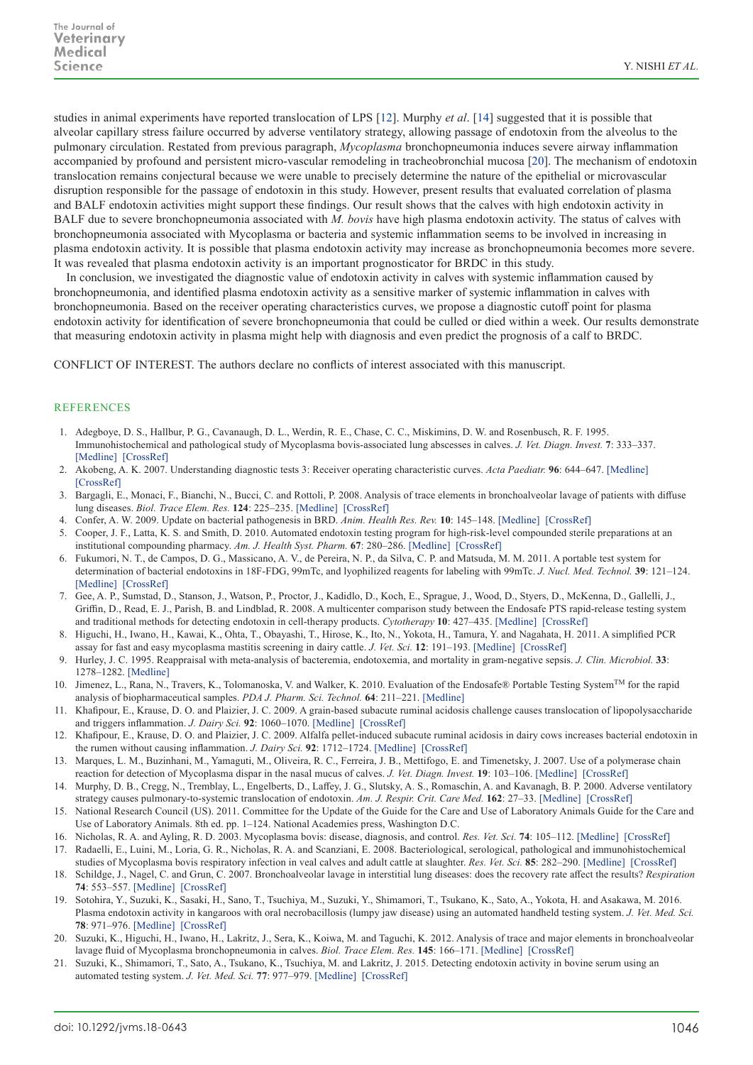studies in animal experiments have reported translocation of LPS [12]. Murphy *et al*. [14] suggested that it is possible that alveolar capillary stress failure occurred by adverse ventilatory strategy, allowing passage of endotoxin from the alveolus to the pulmonary circulation. Restated from previous paragraph, *Mycoplasma* bronchopneumonia induces severe airway inflammation accompanied by profound and persistent micro-vascular remodeling in tracheobronchial mucosa [20]. The mechanism of endotoxin translocation remains conjectural because we were unable to precisely determine the nature of the epithelial or microvascular disruption responsible for the passage of endotoxin in this study. However, present results that evaluated correlation of plasma and BALF endotoxin activities might support these findings. Our result shows that the calves with high endotoxin activity in BALF due to severe bronchopneumonia associated with *M. bovis* have high plasma endotoxin activity. The status of calves with bronchopneumonia associated with Mycoplasma or bacteria and systemic inflammation seems to be involved in increasing in plasma endotoxin activity. It is possible that plasma endotoxin activity may increase as bronchopneumonia becomes more severe. It was revealed that plasma endotoxin activity is an important prognosticator for BRDC in this study.

In conclusion, we investigated the diagnostic value of endotoxin activity in calves with systemic inflammation caused by bronchopneumonia, and identified plasma endotoxin activity as a sensitive marker of systemic inflammation in calves with bronchopneumonia. Based on the receiver operating characteristics curves, we propose a diagnostic cutoff point for plasma endotoxin activity for identification of severe bronchopneumonia that could be culled or died within a week. Our results demonstrate that measuring endotoxin activity in plasma might help with diagnosis and even predict the prognosis of a calf to BRDC.

CONFLICT OF INTEREST. The authors declare no conflicts of interest associated with this manuscript.

## REFERENCES

1. Adegboye, D. S., Hallbur, P. G., Cavanaugh, D. L., Werdin, R. E., Chase, C. C., Miskimins, D. W. and Rosenbusch, R. F. 1995. Immunohistochemical and pathological study of Mycoplasma bovis-associated lung abscesses in calves. *J. Vet. Diagn. Invest.* **7**: 333–337. [Medline] [CrossRef]
2. Akobeng, A. K. 2007. Understanding diagnostic tests 3: Receiver operating characteristic curves. *Acta Paediatr.* **96**: 644–647. [Medline] [CrossRef]
3. Bargagli, E., Monaci, F., Bianchi, N., Bucci, C. and Rottoli, P. 2008. Analysis of trace elements in bronchoalveolar lavage of patients with diffuse lung diseases. *Biol. Trace Elem. Res.* **124**: 225–235. [Medline] [CrossRef]
4. Confer, A. W. 2009. Update on bacterial pathogenesis in BRD. *Anim. Health Res. Rev.* **10**: 145–148. [Medline] [CrossRef]
5. Cooper, J. F., Latta, K. S. and Smith, D. 2010. Automated endotoxin testing program for high-risk-level compounded sterile preparations at an institutional compounding pharmacy. *Am. J. Health Syst. Pharm.* **67**: 280–286. [Medline] [CrossRef]
6. Fukumori, N. T., de Campos, D. G., Massicano, A. V., de Pereira, N. P., da Silva, C. P. and Matsuda, M. M. 2011. A portable test system for determination of bacterial endotoxins in 18F-FDG, 99mTc, and lyophilized reagents for labeling with 99mTc. *J. Nucl. Med. Technol.* **39**: 121–124. [Medline] [CrossRef]
7. Gee, A. P., Sumstad, D., Stanson, J., Watson, P., Proctor, J., Kadidlo, D., Koch, E., Sprague, J., Wood, D., Styers, D., McKenna, D., Gallelli, J., Griffin, D., Read, E. J., Parish, B. and Lindblad, R. 2008. A multicenter comparison study between the Endosafe PTS rapid-release testing system and traditional methods for detecting endotoxin in cell-therapy products. *Cytotherapy* **10**: 427–435. [Medline] [CrossRef]
8. Higuchi, H., Iwano, H., Kawai, K., Ohta, T., Obayashi, T., Hirose, K., Ito, N., Yokota, H., Tamura, Y. and Nagahata, H. 2011. A simplified PCR assay for fast and easy mycoplasma mastitis screening in dairy cattle. *J. Vet. Sci.* **12**: 191–193. [Medline] [CrossRef]
9. Hurley, J. C. 1995. Reappraisal with meta-analysis of bacteremia, endotoxemia, and mortality in gram-negative sepsis. *J. Clin. Microbiol.* **33**: 1278–1282. [Medline]
10. Jimenez, L., Rana, N., Travers, K., Tolomanoska, V. and Walker, K. 2010. Evaluation of the Endosafe® Portable Testing System™ for the rapid analysis of biopharmaceutical samples. *PDA J. Pharm. Sci. Technol.* **64**: 211–221. [Medline]
11. Khafipour, E., Krause, D. O. and Plaizier, J. C. 2009. A grain-based subacute ruminal acidosis challenge causes translocation of lipopolysaccharide and triggers inflammation. *J. Dairy Sci.* **92**: 1060–1070. [Medline] [CrossRef]
12. Khafipour, E., Krause, D. O. and Plaizier, J. C. 2009. Alfalfa pellet-induced subacute ruminal acidosis in dairy cows increases bacterial endotoxin in the rumen without causing inflammation. *J. Dairy Sci.* **92**: 1712–1724. [Medline] [CrossRef]
13. Marques, L. M., Buzinhani, M., Yamaguti, M., Oliveira, R. C., Ferreira, J. B., Mettifogo, E. and Timenetsky, J. 2007. Use of a polymerase chain reaction for detection of Mycoplasma dispar in the nasal mucus of calves. *J. Vet. Diagn. Invest.* **19**: 103–106. [Medline] [CrossRef]
14. Murphy, D. B., Cregg, N., Tremblay, L., Engelberts, D., Laffey, J. G., Slutsky, A. S., Romaschin, A. and Kavanagh, B. P. 2000. Adverse ventilatory strategy causes pulmonary-to-systemic translocation of endotoxin. *Am. J. Respir. Crit. Care Med.* **162**: 27–33. [Medline] [CrossRef]
15. National Research Council (US). 2011. Committee for the Update of the Guide for the Care and Use of Laboratory Animals Guide for the Care and Use of Laboratory Animals. 8th ed. pp. 1–124. National Academies press, Washington D.C.
16. Nicholas, R. A. and Ayling, R. D. 2003. Mycoplasma bovis: disease, diagnosis, and control. *Res. Vet. Sci.* **74**: 105–112. [Medline] [CrossRef]
17. Radaelli, E., Luini, M., Loria, G. R., Nicholas, R. A. and Scanziani, E. 2008. Bacteriological, serological, pathological and immunohistochemical studies of Mycoplasma bovis respiratory infection in veal calves and adult cattle at slaughter. *Res. Vet. Sci.* **85**: 282–290. [Medline] [CrossRef]
18. Schildge, J., Nagel, C. and Grun, C. 2007. Bronchoalveolar lavage in interstitial lung diseases: does the recovery rate affect the results? *Respiration* **74**: 553–557. [Medline] [CrossRef]
19. Sotohira, Y., Suzuki, K., Sasaki, H., Sano, T., Tsuchiya, M., Suzuki, Y., Shimamori, T., Tsukano, K., Sato, A., Yokota, H. and Asakawa, M. 2016. Plasma endotoxin activity in kangaroos with oral necrobacillosis (lumpy jaw disease) using an automated handheld testing system. *J. Vet. Med. Sci.* **78**: 971–976. [Medline] [CrossRef]
20. Suzuki, K., Higuchi, H., Iwano, H., Lakritz, J., Sera, K., Koiwa, M. and Taguchi, K. 2012. Analysis of trace and major elements in bronchoalveolar lavage fluid of Mycoplasma bronchopneumonia in calves. *Biol. Trace Elem. Res.* **145**: 166–171. [Medline] [CrossRef]
21. Suzuki, K., Shimamori, T., Sato, A., Tsukano, K., Tsuchiya, M. and Lakritz, J. 2015. Detecting endotoxin activity in bovine serum using an automated testing system. *J. Vet. Med. Sci.* **77**: 977–979. [Medline] [CrossRef]